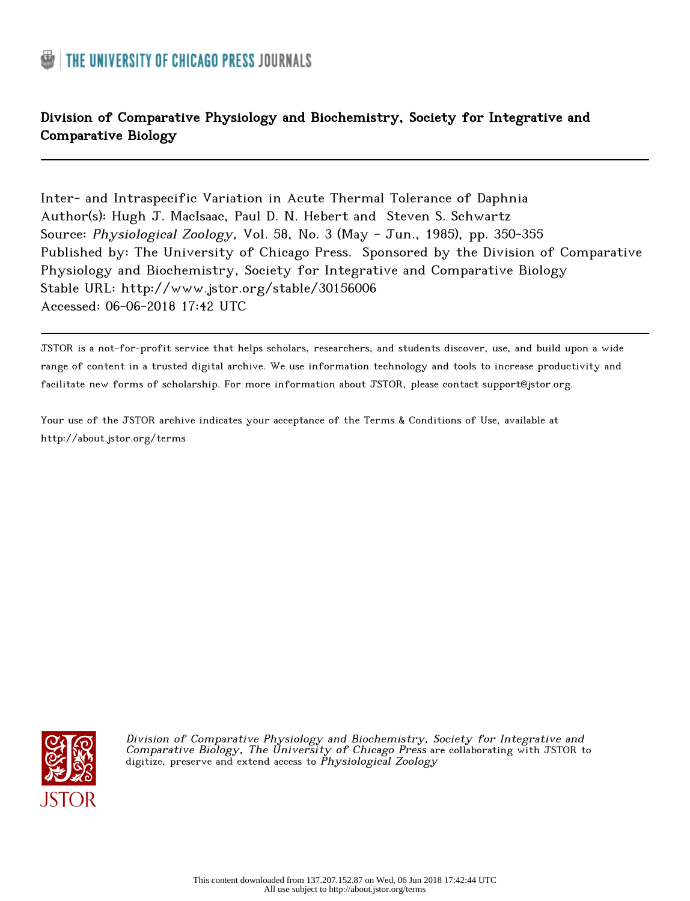THE UNIVERSITY OF CHICAGO PRESS JOURNALS

**Division of Comparative Physiology and Biochemistry, Society for Integrative and Comparative Biology**

---

Inter- and Intraspecific Variation in Acute Thermal Tolerance of Daphnia
Author(s): Hugh J. MacIsaac, Paul D. N. Hebert and Steven S. Schwartz
Source: *Physiological Zoology*, Vol. 58, No. 3 (May - Jun., 1985), pp. 350-355
Published by: The University of Chicago Press. Sponsored by the Division of Comparative Physiology and Biochemistry, Society for Integrative and Comparative Biology
Stable URL: http://www.jstor.org/stable/30156006
Accessed: 06-06-2018 17:42 UTC

---

JSTOR is a not-for-profit service that helps scholars, researchers, and students discover, use, and build upon a wide range of content in a trusted digital archive. We use information technology and tools to increase productivity and facilitate new forms of scholarship. For more information about JSTOR, please contact support@jstor.org.

Your use of the JSTOR archive indicates your acceptance of the Terms & Conditions of Use, available at http://about.jstor.org/terms

*Division of Comparative Physiology and Biochemistry, Society for Integrative and Comparative Biology, The University of Chicago Press* are collaborating with JSTOR to digitize, preserve and extend access to *Physiological Zoology*

This content downloaded from 137.207.152.87 on Wed, 06 Jun 2018 17:42:44 UTC
All use subject to http://about.jstor.org/terms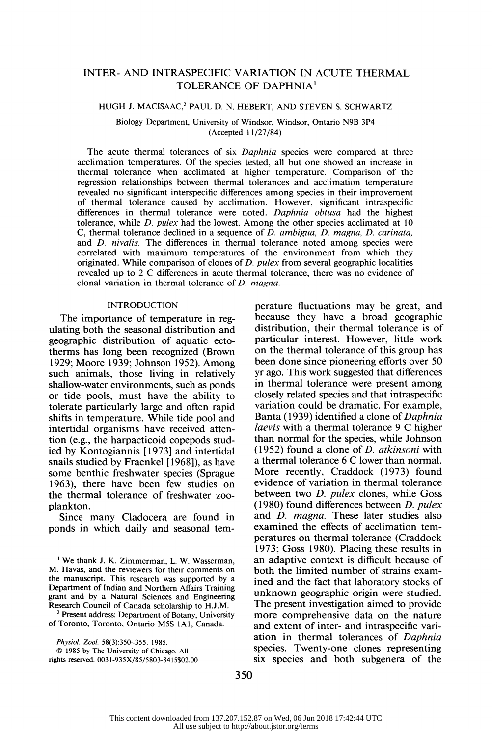# INTER- AND INTRASPECIFIC VARIATION IN ACUTE THERMAL TOLERANCE OF DAPHNIA[1]

HUGH J. MACISAAC,[2] PAUL D. N. HEBERT, AND STEVEN S. SCHWARTZ

Biology Department, University of Windsor, Windsor, Ontario N9B 3P4

(Accepted 11/27/84)

The acute thermal tolerances of six *Daphnia* species were compared at three acclimation temperatures. Of the species tested, all but one showed an increase in thermal tolerance when acclimated at higher temperature. Comparison of the regression relationships between thermal tolerances and acclimation temperature revealed no significant interspecific differences among species in their improvement of thermal tolerance caused by acclimation. However, significant intraspecific differences in thermal tolerance were noted. *Daphnia obtusa* had the highest tolerance, while *D. pulex* had the lowest. Among the other species acclimated at 10 C, thermal tolerance declined in a sequence of *D. ambigua, D. magna, D. carinata,* and *D. nivalis*. The differences in thermal tolerance noted among species were correlated with maximum temperatures of the environment from which they originated. While comparison of clones of *D. pulex* from several geographic localities revealed up to 2 C differences in acute thermal tolerance, there was no evidence of clonal variation in thermal tolerance of *D. magna*.

## INTRODUCTION

The importance of temperature in regulating both the seasonal distribution and geographic distribution of aquatic ectotherms has long been recognized (Brown 1929; Moore 1939; Johnson 1952). Among such animals, those living in relatively shallow-water environments, such as ponds or tide pools, must have the ability to tolerate particularly large and often rapid shifts in temperature. While tide pool and intertidal organisms have received attention (e.g., the harpacticoid copepods studied by Kontogiannis [1973] and intertidal snails studied by Fraenkel [1968]), as have some benthic freshwater species (Sprague 1963), there have been few studies on the thermal tolerance of freshwater zooplankton.

Since many Cladocera are found in ponds in which daily and seasonal temperature fluctuations may be great, and because they have a broad geographic distribution, their thermal tolerance is of particular interest. However, little work on the thermal tolerance of this group has been done since pioneering efforts over 50 yr ago. This work suggested that differences in thermal tolerance were present among closely related species and that intraspecific variation could be dramatic. For example, Banta (1939) identified a clone of *Daphnia laevis* with a thermal tolerance 9 C higher than normal for the species, while Johnson (1952) found a clone of *D. atkinsoni* with a thermal tolerance 6 C lower than normal. More recently, Craddock (1973) found evidence of variation in thermal tolerance between two *D. pulex* clones, while Goss (1980) found differences between *D. pulex* and *D. magna*. These later studies also examined the effects of acclimation temperatures on thermal tolerance (Craddock 1973; Goss 1980). Placing these results in an adaptive context is difficult because of both the limited number of strains examined and the fact that laboratory stocks of unknown geographic origin were studied. The present investigation aimed to provide more comprehensive data on the nature and extent of inter- and intraspecific variation in thermal tolerances of *Daphnia* species. Twenty-one clones representing six species and both subgenera of the

[1] We thank J. K. Zimmerman, L. W. Wasserman, M. Havas, and the reviewers for their comments on the manuscript. This research was supported by a Department of Indian and Northern Affairs Training grant and by a Natural Sciences and Engineering Research Council of Canada scholarship to H.J.M.

[2] Present address: Department of Botany, University of Toronto, Toronto, Ontario M5S 1A1, Canada.

*Physiol. Zool.* 58(3):350–355. 1985.
© 1985 by The University of Chicago. All rights reserved. 0031-935X/85/5803-8415$02.00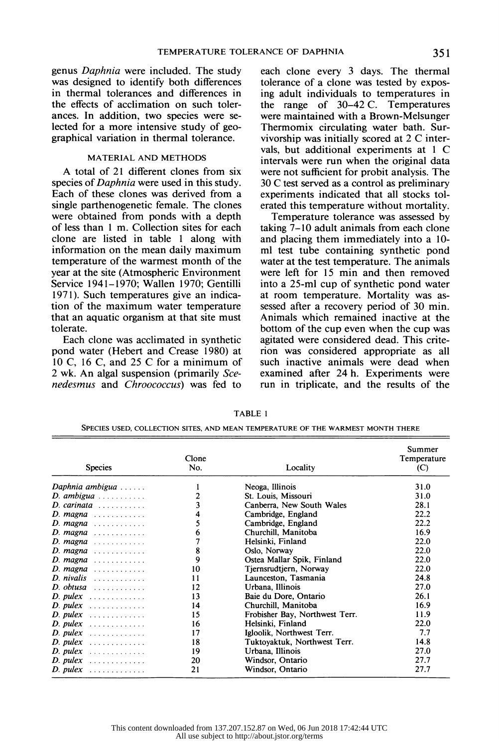genus *Daphnia* were included. The study was designed to identify both differences in thermal tolerances and differences in the effects of acclimation on such tolerances. In addition, two species were selected for a more intensive study of geographical variation in thermal tolerance.

## MATERIAL AND METHODS

A total of 21 different clones from six species of *Daphnia* were used in this study. Each of these clones was derived from a single parthenogenetic female. The clones were obtained from ponds with a depth of less than 1 m. Collection sites for each clone are listed in table 1 along with information on the mean daily maximum temperature of the warmest month of the year at the site (Atmospheric Environment Service 1941–1970; Wallen 1970; Gentilli 1971). Such temperatures give an indication of the maximum water temperature that an aquatic organism at that site must tolerate.

Each clone was acclimated in synthetic pond water (Hebert and Crease 1980) at 10 C, 16 C, and 25 C for a minimum of 2 wk. An algal suspension (primarily *Scenedesmus* and *Chroococcus*) was fed to each clone every 3 days. The thermal tolerance of a clone was tested by exposing adult individuals to temperatures in the range of 30–42 C. Temperatures were maintained with a Brown-Melsunger Thermomix circulating water bath. Survivorship was initially scored at 2 C intervals, but additional experiments at 1 C intervals were run when the original data were not sufficient for probit analysis. The 30 C test served as a control as preliminary experiments indicated that all stocks tolerated this temperature without mortality.

Temperature tolerance was assessed by taking 7–10 adult animals from each clone and placing them immediately into a 10-ml test tube containing synthetic pond water at the test temperature. The animals were left for 15 min and then removed into a 25-ml cup of synthetic pond water at room temperature. Mortality was assessed after a recovery period of 30 min. Animals which remained inactive at the bottom of the cup even when the cup was agitated were considered dead. This criterion was considered appropriate as all such inactive animals were dead when examined after 24 h. Experiments were run in triplicate, and the results of the

TABLE 1

SPECIES USED, COLLECTION SITES, AND MEAN TEMPERATURE OF THE WARMEST MONTH THERE

| Species | Clone No. | Locality | Summer Temperature (C) |
|---|---|---|---|
| *Daphnia ambigua* | 1 | Neoga, Illinois | 31.0 |
| *D. ambigua* | 2 | St. Louis, Missouri | 31.0 |
| *D. carinata* | 3 | Canberra, New South Wales | 28.1 |
| *D. magna* | 4 | Cambridge, England | 22.2 |
| *D. magna* | 5 | Cambridge, England | 22.2 |
| *D. magna* | 6 | Churchill, Manitoba | 16.9 |
| *D. magna* | 7 | Helsinki, Finland | 22.0 |
| *D. magna* | 8 | Oslo, Norway | 22.0 |
| *D. magna* | 9 | Ostea Mallar Spik, Finland | 22.0 |
| *D. magna* | 10 | Tjernsrudtjern, Norway | 22.0 |
| *D. nivalis* | 11 | Launceston, Tasmania | 24.8 |
| *D. obtusa* | 12 | Urbana, Illinois | 27.0 |
| *D. pulex* | 13 | Baie du Dore, Ontario | 26.1 |
| *D. pulex* | 14 | Churchill, Manitoba | 16.9 |
| *D. pulex* | 15 | Frobisher Bay, Northwest Terr. | 11.9 |
| *D. pulex* | 16 | Helsinki, Finland | 22.0 |
| *D. pulex* | 17 | Igloolik, Northwest Terr. | 7.7 |
| *D. pulex* | 18 | Tuktoyaktuk, Northwest Terr. | 14.8 |
| *D. pulex* | 19 | Urbana, Illinois | 27.0 |
| *D. pulex* | 20 | Windsor, Ontario | 27.7 |
| *D. pulex* | 21 | Windsor, Ontario | 27.7 |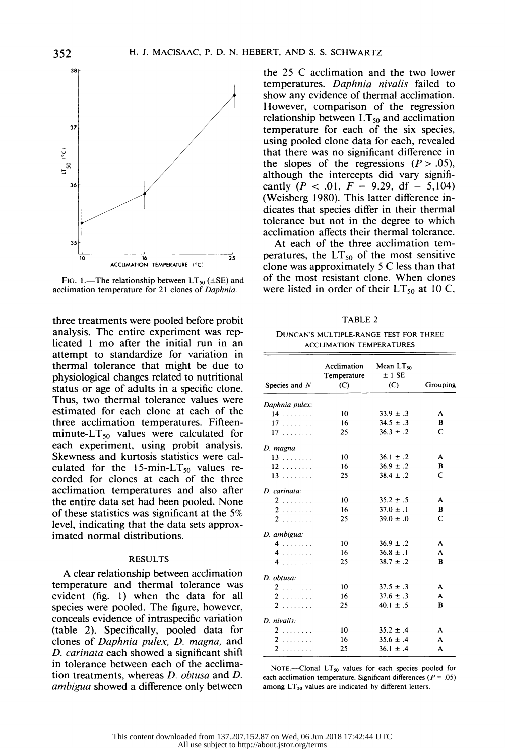FIG. 1.—The relationship between $LT_{50}$ (±SE) and acclimation temperature for 21 clones of *Daphnia*.

three treatments were pooled before probit analysis. The entire experiment was replicated 1 mo after the initial run in an attempt to standardize for variation in thermal tolerance that might be due to physiological changes related to nutritional status or age of adults in a specific clone. Thus, two thermal tolerance values were estimated for each clone at each of the three acclimation temperatures. Fifteen-minute-$LT_{50}$ values were calculated for each experiment, using probit analysis. Skewness and kurtosis statistics were calculated for the 15-min-$LT_{50}$ values recorded for clones at each of the three acclimation temperatures and also after the entire data set had been pooled. None of these statistics was significant at the 5% level, indicating that the data sets approximated normal distributions.

## RESULTS

A clear relationship between acclimation temperature and thermal tolerance was evident (fig. 1) when the data for all species were pooled. The figure, however, conceals evidence of intraspecific variation (table 2). Specifically, pooled data for clones of *Daphnia pulex, D. magna,* and *D. carinata* each showed a significant shift in tolerance between each of the acclimation treatments, whereas *D. obtusa* and *D. ambigua* showed a difference only between the 25 C acclimation and the two lower temperatures. *Daphnia nivalis* failed to show any evidence of thermal acclimation. However, comparison of the regression relationship between $LT_{50}$ and acclimation temperature for each of the six species, using pooled clone data for each, revealed that there was no significant difference in the slopes of the regressions ($P > .05$), although the intercepts did vary significantly ($P < .01$, $F = 9.29$, df $= 5{,}104$) (Weisberg 1980). This latter difference indicates that species differ in their thermal tolerance but not in the degree to which acclimation affects their thermal tolerance.

At each of the three acclimation temperatures, the $LT_{50}$ of the most sensitive clone was approximately 5 C less than that of the most resistant clone. When clones were listed in order of their $LT_{50}$ at 10 C,

TABLE 2

DUNCAN'S MULTIPLE-RANGE TEST FOR THREE ACCLIMATION TEMPERATURES

| Species and *N* | Acclimation Temperature (C) | Mean $LT_{50}$ ± 1 SE (C) | Grouping |
|---|---|---|---|
| *Daphnia pulex:* | | | |
| 14 | 10 | 33.9 ± .3 | A |
| 17 | 16 | 34.5 ± .3 | B |
| 17 | 25 | 36.3 ± .2 | C |
| *D. magna* | | | |
| 13 | 10 | 36.1 ± .2 | A |
| 12 | 16 | 36.9 ± .2 | B |
| 13 | 25 | 38.4 ± .2 | C |
| *D. carinata:* | | | |
| 2 | 10 | 35.2 ± .5 | A |
| 2 | 16 | 37.0 ± .1 | B |
| 2 | 25 | 39.0 ± .0 | C |
| *D. ambigua:* | | | |
| 4 | 10 | 36.9 ± .2 | A |
| 4 | 16 | 36.8 ± .1 | A |
| 4 | 25 | 38.7 ± .2 | B |
| *D. obtusa:* | | | |
| 2 | 10 | 37.5 ± .3 | A |
| 2 | 16 | 37.6 ± .3 | A |
| 2 | 25 | 40.1 ± .5 | B |
| *D. nivalis:* | | | |
| 2 | 10 | 35.2 ± .4 | A |
| 2 | 16 | 35.6 ± .4 | A |
| 2 | 25 | 36.1 ± .4 | A |

NOTE.—Clonal $LT_{50}$ values for each species pooled for each acclimation temperature. Significant differences ($P = .05$) among $LT_{50}$ values are indicated by different letters.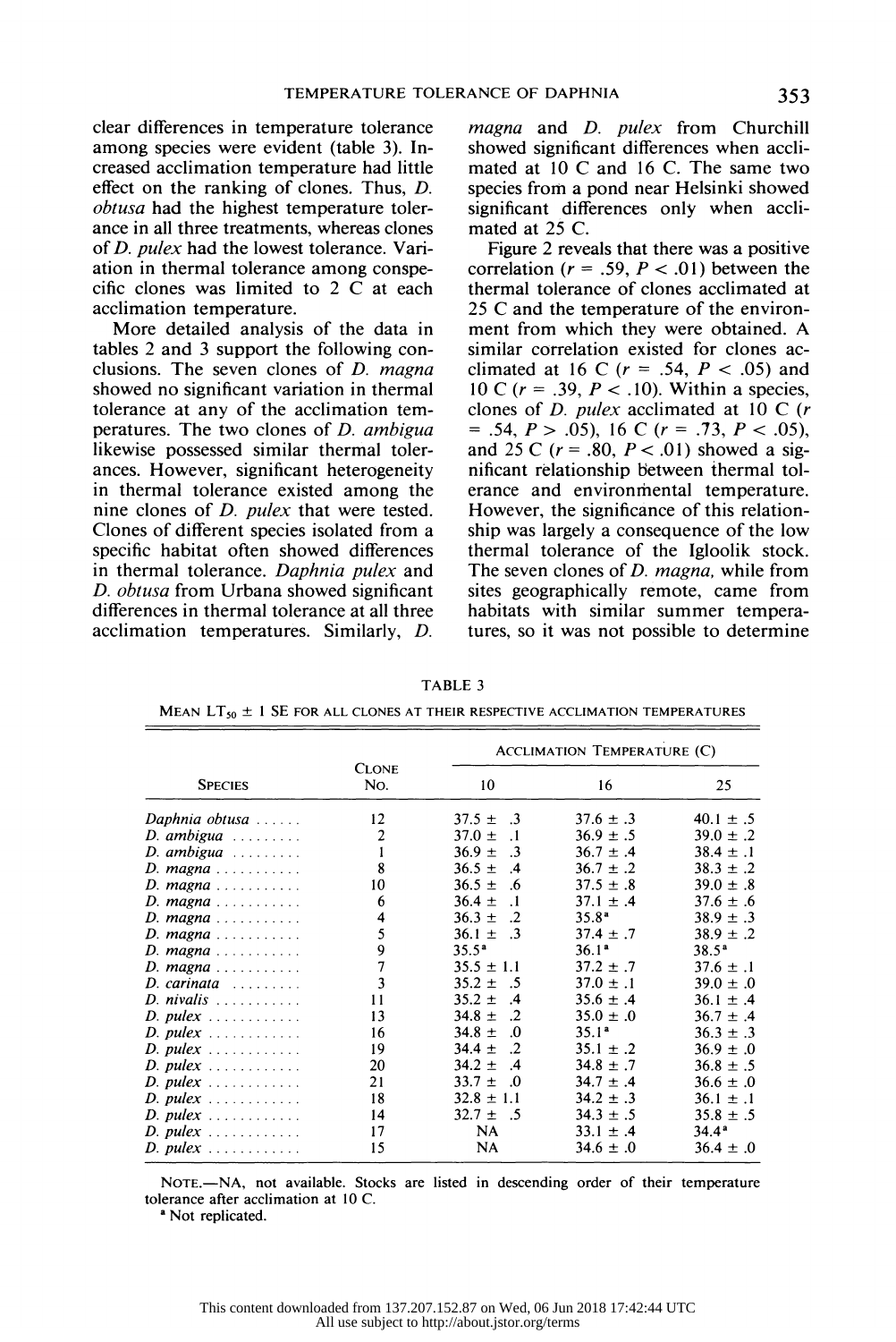clear differences in temperature tolerance among species were evident (table 3). Increased acclimation temperature had little effect on the ranking of clones. Thus, *D. obtusa* had the highest temperature tolerance in all three treatments, whereas clones of *D. pulex* had the lowest tolerance. Variation in thermal tolerance among conspecific clones was limited to 2 C at each acclimation temperature.

More detailed analysis of the data in tables 2 and 3 support the following conclusions. The seven clones of *D. magna* showed no significant variation in thermal tolerance at any of the acclimation temperatures. The two clones of *D. ambigua* likewise possessed similar thermal tolerances. However, significant heterogeneity in thermal tolerance existed among the nine clones of *D. pulex* that were tested. Clones of different species isolated from a specific habitat often showed differences in thermal tolerance. *Daphnia pulex* and *D. obtusa* from Urbana showed significant differences in thermal tolerance at all three acclimation temperatures. Similarly, *D. magna* and *D. pulex* from Churchill showed significant differences when acclimated at 10 C and 16 C. The same two species from a pond near Helsinki showed significant differences only when acclimated at 25 C.

Figure 2 reveals that there was a positive correlation ($r = .59$, $P < .01$) between the thermal tolerance of clones acclimated at 25 C and the temperature of the environment from which they were obtained. A similar correlation existed for clones acclimated at 16 C ($r = .54$, $P < .05$) and 10 C ($r = .39$, $P < .10$). Within a species, clones of *D. pulex* acclimated at 10 C ($r = .54$, $P > .05$), 16 C ($r = .73$, $P < .05$), and 25 C ($r = .80$, $P < .01$) showed a significant relationship between thermal tolerance and environmental temperature. However, the significance of this relationship was largely a consequence of the low thermal tolerance of the Igloolik stock. The seven clones of *D. magna*, while from sites geographically remote, came from habitats with similar summer temperatures, so it was not possible to determine

TABLE 3

MEAN $LT_{50} \pm 1$ SE FOR ALL CLONES AT THEIR RESPECTIVE ACCLIMATION TEMPERATURES

| Species | Clone No. | Acclimation Temperature (C) | | |
|---|---|---|---|---|
| | | 10 | 16 | 25 |
| *Daphnia obtusa* | 12 | 37.5 ± .3 | 37.6 ± .3 | 40.1 ± .5 |
| *D. ambigua* | 2 | 37.0 ± .1 | 36.9 ± .5 | 39.0 ± .2 |
| *D. ambigua* | 1 | 36.9 ± .3 | 36.7 ± .4 | 38.4 ± .1 |
| *D. magna* | 8 | 36.5 ± .4 | 36.7 ± .2 | 38.3 ± .2 |
| *D. magna* | 10 | 36.5 ± .6 | 37.5 ± .8 | 39.0 ± .8 |
| *D. magna* | 6 | 36.4 ± .1 | 37.1 ± .4 | 37.6 ± .6 |
| *D. magna* | 4 | 36.3 ± .2 | 35.8[a] | 38.9 ± .3 |
| *D. magna* | 5 | 36.1 ± .3 | 37.4 ± .7 | 38.9 ± .2 |
| *D. magna* | 9 | 35.5[a] | 36.1[a] | 38.5[a] |
| *D. magna* | 7 | 35.5 ± 1.1 | 37.2 ± .7 | 37.6 ± .1 |
| *D. carinata* | 3 | 35.2 ± .5 | 37.0 ± .1 | 39.0 ± .0 |
| *D. nivalis* | 11 | 35.2 ± .4 | 35.6 ± .4 | 36.1 ± .4 |
| *D. pulex* | 13 | 34.8 ± .2 | 35.0 ± .0 | 36.7 ± .4 |
| *D. pulex* | 16 | 34.8 ± .0 | 35.1[a] | 36.3 ± .3 |
| *D. pulex* | 19 | 34.4 ± .2 | 35.1 ± .2 | 36.9 ± .0 |
| *D. pulex* | 20 | 34.2 ± .4 | 34.8 ± .7 | 36.8 ± .5 |
| *D. pulex* | 21 | 33.7 ± .0 | 34.7 ± .4 | 36.6 ± .0 |
| *D. pulex* | 18 | 32.8 ± 1.1 | 34.2 ± .3 | 36.1 ± .1 |
| *D. pulex* | 14 | 32.7 ± .5 | 34.3 ± .5 | 35.8 ± .5 |
| *D. pulex* | 17 | NA | 33.1 ± .4 | 34.4[a] |
| *D. pulex* | 15 | NA | 34.6 ± .0 | 36.4 ± .0 |

NOTE.—NA, not available. Stocks are listed in descending order of their temperature tolerance after acclimation at 10 C.

[a] Not replicated.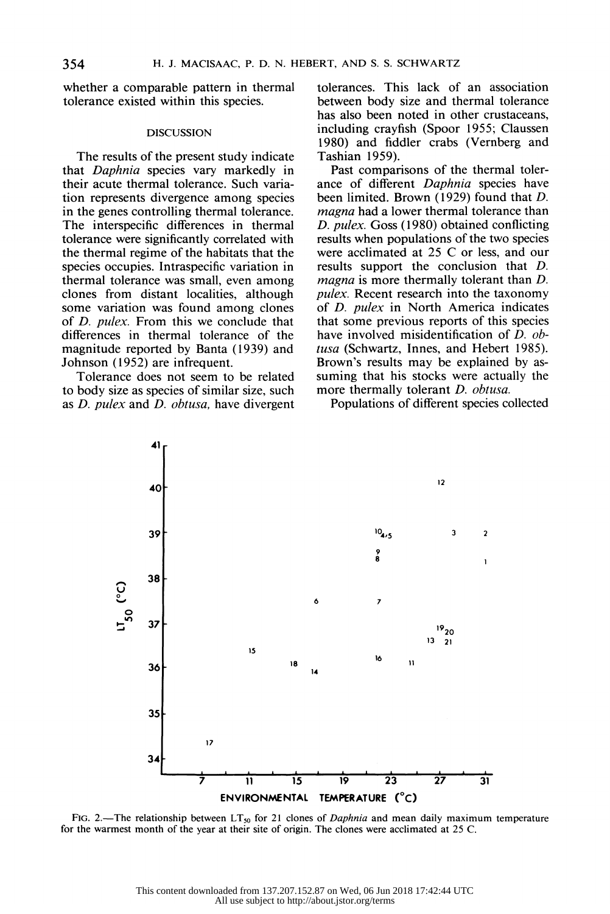whether a comparable pattern in thermal tolerance existed within this species.

## DISCUSSION

The results of the present study indicate that *Daphnia* species vary markedly in their acute thermal tolerance. Such variation represents divergence among species in the genes controlling thermal tolerance. The interspecific differences in thermal tolerance were significantly correlated with the thermal regime of the habitats that the species occupies. Intraspecific variation in thermal tolerance was small, even among clones from distant localities, although some variation was found among clones of *D. pulex*. From this we conclude that differences in thermal tolerance of the magnitude reported by Banta (1939) and Johnson (1952) are infrequent.

Tolerance does not seem to be related to body size as species of similar size, such as *D. pulex* and *D. obtusa*, have divergent tolerances. This lack of an association between body size and thermal tolerance has also been noted in other crustaceans, including crayfish (Spoor 1955; Claussen 1980) and fiddler crabs (Vernberg and Tashian 1959).

Past comparisons of the thermal tolerance of different *Daphnia* species have been limited. Brown (1929) found that *D. magna* had a lower thermal tolerance than *D. pulex*. Goss (1980) obtained conflicting results when populations of the two species were acclimated at 25 C or less, and our results support the conclusion that *D. magna* is more thermally tolerant than *D. pulex*. Recent research into the taxonomy of *D. pulex* in North America indicates that some previous reports of this species have involved misidentification of *D. obtusa* (Schwartz, Innes, and Hebert 1985). Brown's results may be explained by assuming that his stocks were actually the more thermally tolerant *D. obtusa*.

Populations of different species collected

FIG. 2.—The relationship between $LT_{50}$ for 21 clones of *Daphnia* and mean daily maximum temperature for the warmest month of the year at their site of origin. The clones were acclimated at 25 C.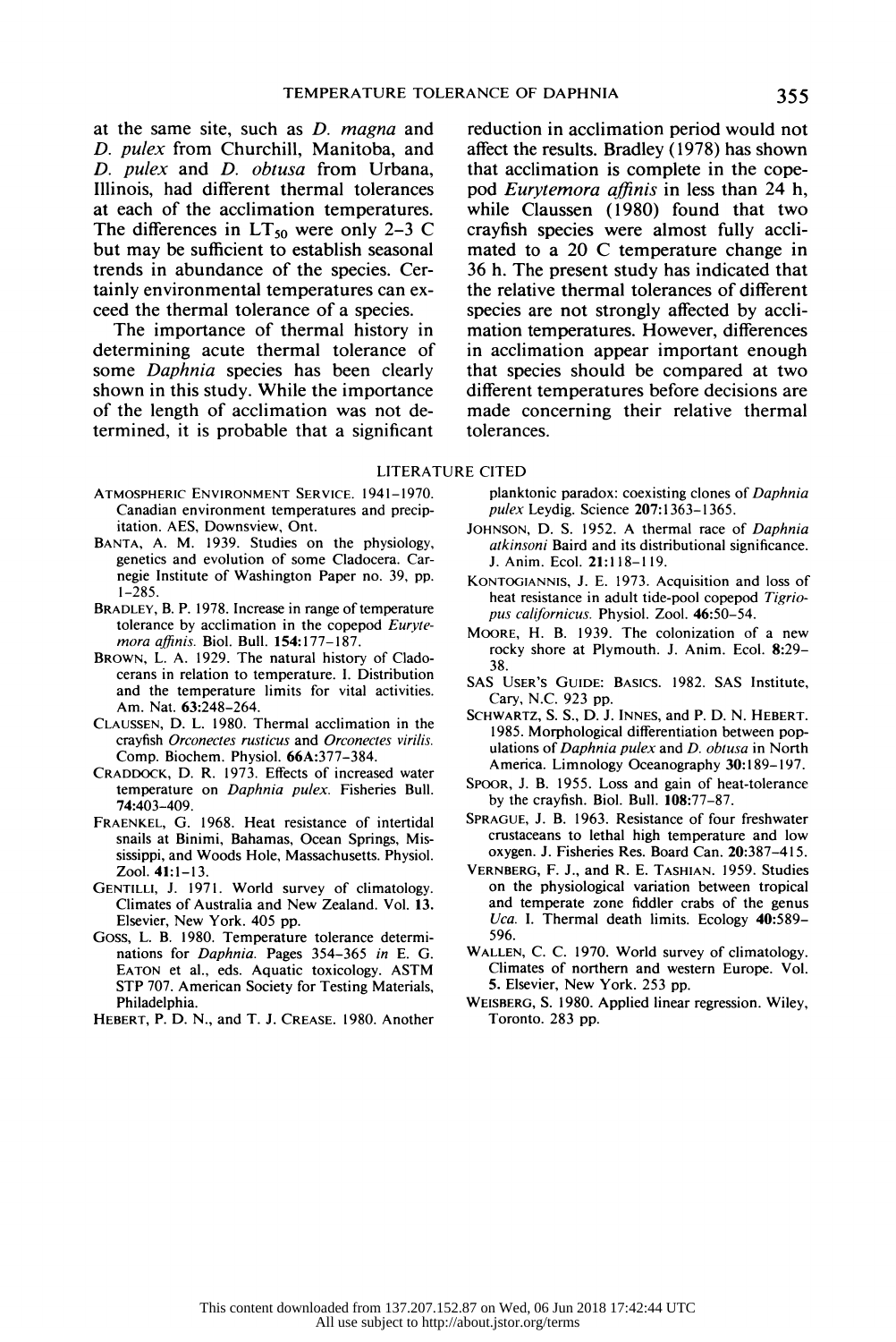at the same site, such as *D. magna* and *D. pulex* from Churchill, Manitoba, and *D. pulex* and *D. obtusa* from Urbana, Illinois, had different thermal tolerances at each of the acclimation temperatures. The differences in $LT_{50}$ were only 2–3 C but may be sufficient to establish seasonal trends in abundance of the species. Certainly environmental temperatures can exceed the thermal tolerance of a species.

The importance of thermal history in determining acute thermal tolerance of some *Daphnia* species has been clearly shown in this study. While the importance of the length of acclimation was not determined, it is probable that a significant reduction in acclimation period would not affect the results. Bradley (1978) has shown that acclimation is complete in the copepod *Eurytemora affinis* in less than 24 h, while Claussen (1980) found that two crayfish species were almost fully acclimated to a 20 C temperature change in 36 h. The present study has indicated that the relative thermal tolerances of different species are not strongly affected by acclimation temperatures. However, differences in acclimation appear important enough that species should be compared at two different temperatures before decisions are made concerning their relative thermal tolerances.

## LITERATURE CITED

Atmospheric Environment Service. 1941–1970. Canadian environment temperatures and precipitation. AES, Downsview, Ont.

Banta, A. M. 1939. Studies on the physiology, genetics and evolution of some Cladocera. Carnegie Institute of Washington Paper no. 39, pp. 1–285.

Bradley, B. P. 1978. Increase in range of temperature tolerance by acclimation in the copepod *Eurytemora affinis*. Biol. Bull. **154**:177–187.

Brown, L. A. 1929. The natural history of Cladocerans in relation to temperature. I. Distribution and the temperature limits for vital activities. Am. Nat. **63**:248–264.

Claussen, D. L. 1980. Thermal acclimation in the crayfish *Orconectes rusticus* and *Orconectes virilis*. Comp. Biochem. Physiol. **66A**:377–384.

Craddock, D. R. 1973. Effects of increased water temperature on *Daphnia pulex*. Fisheries Bull. **74**:403–409.

Fraenkel, G. 1968. Heat resistance of intertidal snails at Binimi, Bahamas, Ocean Springs, Mississippi, and Woods Hole, Massachusetts. Physiol. Zool. **41**:1–13.

Gentilli, J. 1971. World survey of climatology. Climates of Australia and New Zealand. Vol. **13**. Elsevier, New York. 405 pp.

Goss, L. B. 1980. Temperature tolerance determinations for *Daphnia*. Pages 354–365 *in* E. G. Eaton et al., eds. Aquatic toxicology. ASTM STP 707. American Society for Testing Materials, Philadelphia.

Hebert, P. D. N., and T. J. Crease. 1980. Another planktonic paradox: coexisting clones of *Daphnia pulex* Leydig. Science **207**:1363–1365.

Johnson, D. S. 1952. A thermal race of *Daphnia atkinsoni* Baird and its distributional significance. J. Anim. Ecol. **21**:118–119.

Kontogiannis, J. E. 1973. Acquisition and loss of heat resistance in adult tide-pool copepod *Tigriopus californicus*. Physiol. Zool. **46**:50–54.

Moore, H. B. 1939. The colonization of a new rocky shore at Plymouth. J. Anim. Ecol. **8**:29–38.

SAS User's Guide: Basics. 1982. SAS Institute, Cary, N.C. 923 pp.

Schwartz, S. S., D. J. Innes, and P. D. N. Hebert. 1985. Morphological differentiation between populations of *Daphnia pulex* and *D. obtusa* in North America. Limnology Oceanography **30**:189–197.

Spoor, J. B. 1955. Loss and gain of heat-tolerance by the crayfish. Biol. Bull. **108**:77–87.

Sprague, J. B. 1963. Resistance of four freshwater crustaceans to lethal high temperature and low oxygen. J. Fisheries Res. Board Can. **20**:387–415.

Vernberg, F. J., and R. E. Tashian. 1959. Studies on the physiological variation between tropical and temperate zone fiddler crabs of the genus *Uca*. I. Thermal death limits. Ecology **40**:589–596.

Wallen, C. C. 1970. World survey of climatology. Climates of northern and western Europe. Vol. **5**. Elsevier, New York. 253 pp.

Weisberg, S. 1980. Applied linear regression. Wiley, Toronto. 283 pp.